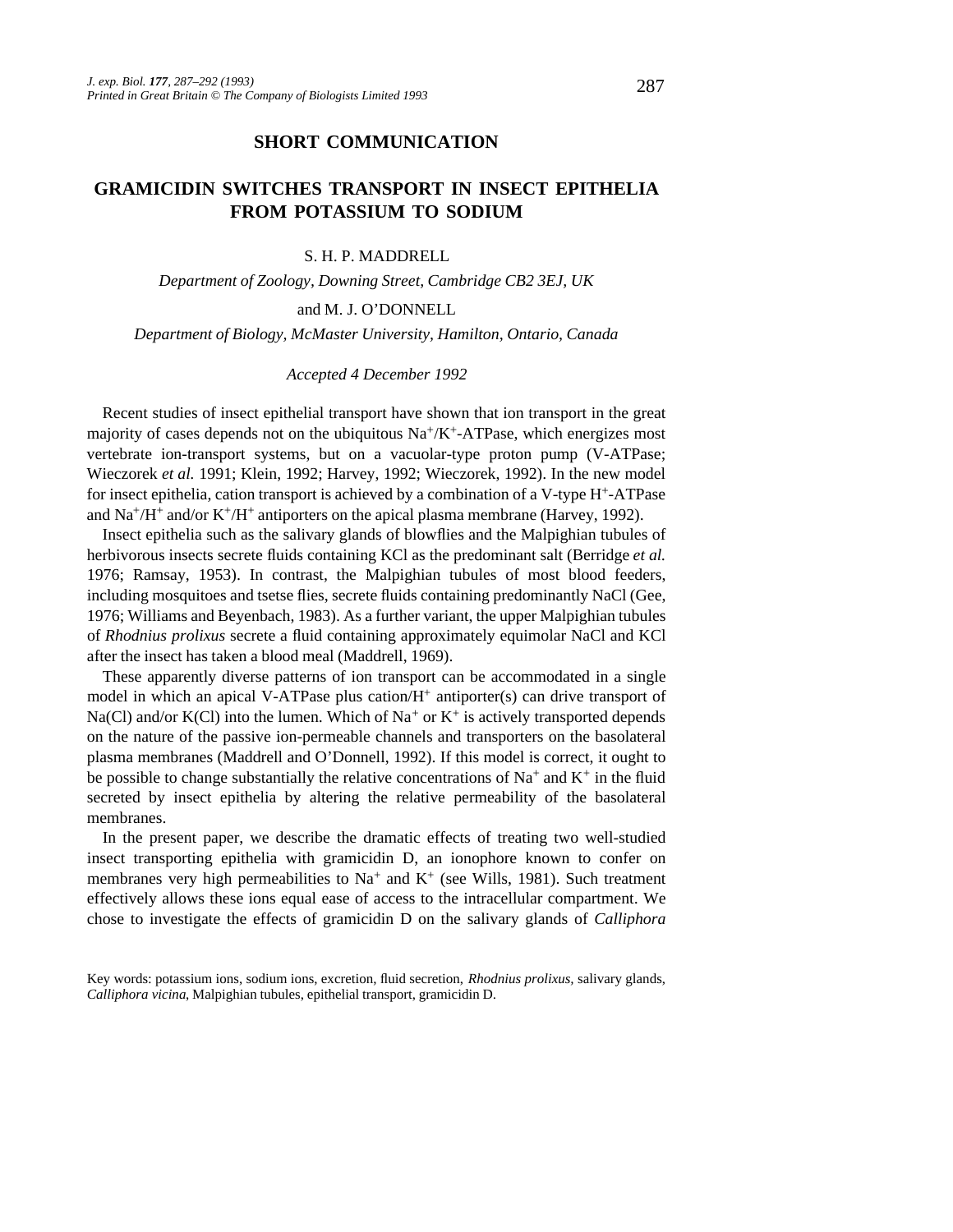**SHORT COMMUNICATION**

# GRAMICIDIN SWITCHES TRANSPORT IN INSECT EPITHELIA FROM POTASSIUM TO SODIUM

S. H. P. MADDRELL

*Department of Zoology, Downing Street, Cambridge CB2 3EJ, UK*

and M. J. O'DONNELL

*Department of Biology, McMaster University, Hamilton, Ontario, Canada*

*Accepted 4 December 1992*

Recent studies of insect epithelial transport have shown that ion transport in the great majority of cases depends not on the ubiquitous $Na^+/K^+$-ATPase, which energizes most vertebrate ion-transport systems, but on a vacuolar-type proton pump (V-ATPase; Wieczorek *et al.* 1991; Klein, 1992; Harvey, 1992; Wieczorek, 1992). In the new model for insect epithelia, cation transport is achieved by a combination of a V-type $H^+$-ATPase and $Na^+/H^+$ and/or $K^+/H^+$ antiporters on the apical plasma membrane (Harvey, 1992).

Insect epithelia such as the salivary glands of blowflies and the Malpighian tubules of herbivorous insects secrete fluids containing KCl as the predominant salt (Berridge *et al.* 1976; Ramsay, 1953). In contrast, the Malpighian tubules of most blood feeders, including mosquitoes and tsetse flies, secrete fluids containing predominantly NaCl (Gee, 1976; Williams and Beyenbach, 1983). As a further variant, the upper Malpighian tubules of *Rhodnius prolixus* secrete a fluid containing approximately equimolar NaCl and KCl after the insect has taken a blood meal (Maddrell, 1969).

These apparently diverse patterns of ion transport can be accommodated in a single model in which an apical V-ATPase plus cation/$H^+$ antiporter(s) can drive transport of Na(Cl) and/or K(Cl) into the lumen. Which of $Na^+$ or $K^+$ is actively transported depends on the nature of the passive ion-permeable channels and transporters on the basolateral plasma membranes (Maddrell and O'Donnell, 1992). If this model is correct, it ought to be possible to change substantially the relative concentrations of $Na^+$ and $K^+$ in the fluid secreted by insect epithelia by altering the relative permeability of the basolateral membranes.

In the present paper, we describe the dramatic effects of treating two well-studied insect transporting epithelia with gramicidin D, an ionophore known to confer on membranes very high permeabilities to $Na^+$ and $K^+$ (see Wills, 1981). Such treatment effectively allows these ions equal ease of access to the intracellular compartment. We chose to investigate the effects of gramicidin D on the salivary glands of *Calliphora*

Key words: potassium ions, sodium ions, excretion, fluid secretion, *Rhodnius prolixus,* salivary glands, *Calliphora vicina*, Malpighian tubules, epithelial transport, gramicidin D.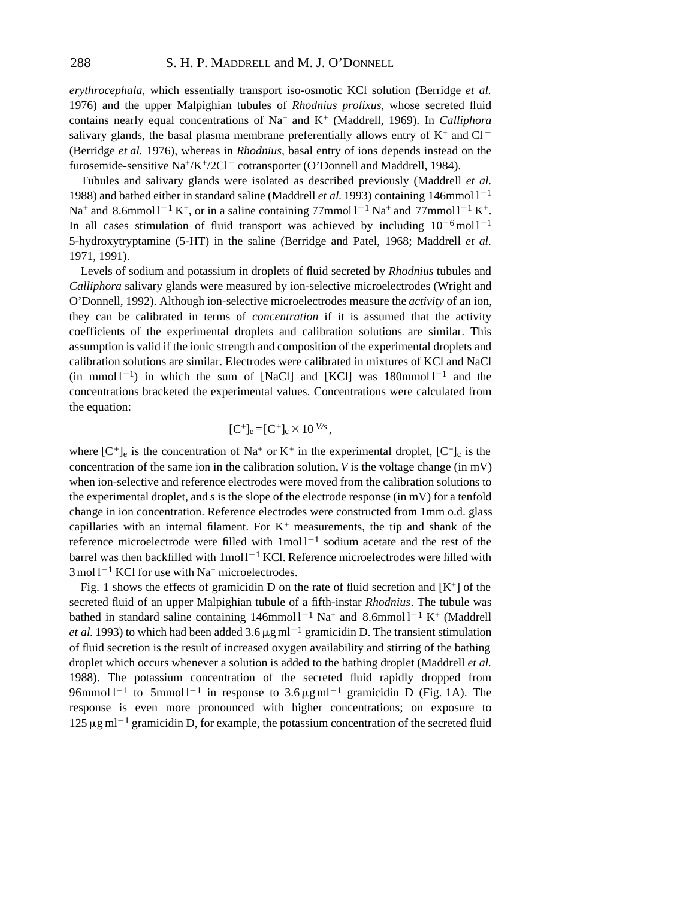*erythrocephala*, which essentially transport iso-osmotic KCl solution (Berridge *et al.* 1976) and the upper Malpighian tubules of *Rhodnius prolixus*, whose secreted fluid contains nearly equal concentrations of $Na^+$ and $K^+$ (Maddrell, 1969). In *Calliphora* salivary glands, the basal plasma membrane preferentially allows entry of $K^+$ and $Cl^-$ (Berridge *et al.* 1976), whereas in *Rhodnius*, basal entry of ions depends instead on the furosemide-sensitive $Na^+/K^+/2Cl^-$ cotransporter (O'Donnell and Maddrell, 1984).

Tubules and salivary glands were isolated as described previously (Maddrell *et al.* 1988) and bathed either in standard saline (Maddrell *et al.* 1993) containing 146 mmol $l^{-1}$ $Na^+$ and 8.6 mmol $l^{-1}$ $K^+$, or in a saline containing 77 mmol $l^{-1}$ $Na^+$ and 77 mmol $l^{-1}$ $K^+$. In all cases stimulation of fluid transport was achieved by including $10^{-6}$ mol $l^{-1}$ 5-hydroxytryptamine (5-HT) in the saline (Berridge and Patel, 1968; Maddrell *et al.* 1971, 1991).

Levels of sodium and potassium in droplets of fluid secreted by *Rhodnius* tubules and *Calliphora* salivary glands were measured by ion-selective microelectrodes (Wright and O'Donnell, 1992). Although ion-selective microelectrodes measure the *activity* of an ion, they can be calibrated in terms of *concentration* if it is assumed that the activity coefficients of the experimental droplets and calibration solutions are similar. This assumption is valid if the ionic strength and composition of the experimental droplets and calibration solutions are similar. Electrodes were calibrated in mixtures of KCl and NaCl (in mmol $l^{-1}$) in which the sum of [NaCl] and [KCl] was 180 mmol $l^{-1}$ and the concentrations bracketed the experimental values. Concentrations were calculated from the equation:

$$[C^+]_e = [C^+]_c \times 10^{V/s},$$

where $[C^+]_e$ is the concentration of $Na^+$ or $K^+$ in the experimental droplet, $[C^+]_c$ is the concentration of the same ion in the calibration solution, $V$ is the voltage change (in mV) when ion-selective and reference electrodes were moved from the calibration solutions to the experimental droplet, and $s$ is the slope of the electrode response (in mV) for a tenfold change in ion concentration. Reference electrodes were constructed from 1 mm o.d. glass capillaries with an internal filament. For $K^+$ measurements, the tip and shank of the reference microelectrode were filled with 1 mol $l^{-1}$ sodium acetate and the rest of the barrel was then backfilled with 1 mol $l^{-1}$ KCl. Reference microelectrodes were filled with 3 mol $l^{-1}$ KCl for use with $Na^+$ microelectrodes.

Fig. 1 shows the effects of gramicidin D on the rate of fluid secretion and $[K^+]$ of the secreted fluid of an upper Malpighian tubule of a fifth-instar *Rhodnius*. The tubule was bathed in standard saline containing 146 mmol $l^{-1}$ $Na^+$ and 8.6 mmol $l^{-1}$ $K^+$ (Maddrell *et al.* 1993) to which had been added 3.6 $\mu$g ml$^{-1}$ gramicidin D. The transient stimulation of fluid secretion is the result of increased oxygen availability and stirring of the bathing droplet which occurs whenever a solution is added to the bathing droplet (Maddrell *et al.* 1988). The potassium concentration of the secreted fluid rapidly dropped from 96 mmol $l^{-1}$ to 5 mmol $l^{-1}$ in response to 3.6 $\mu$g ml$^{-1}$ gramicidin D (Fig. 1A). The response is even more pronounced with higher concentrations; on exposure to 125 $\mu$g ml$^{-1}$ gramicidin D, for example, the potassium concentration of the secreted fluid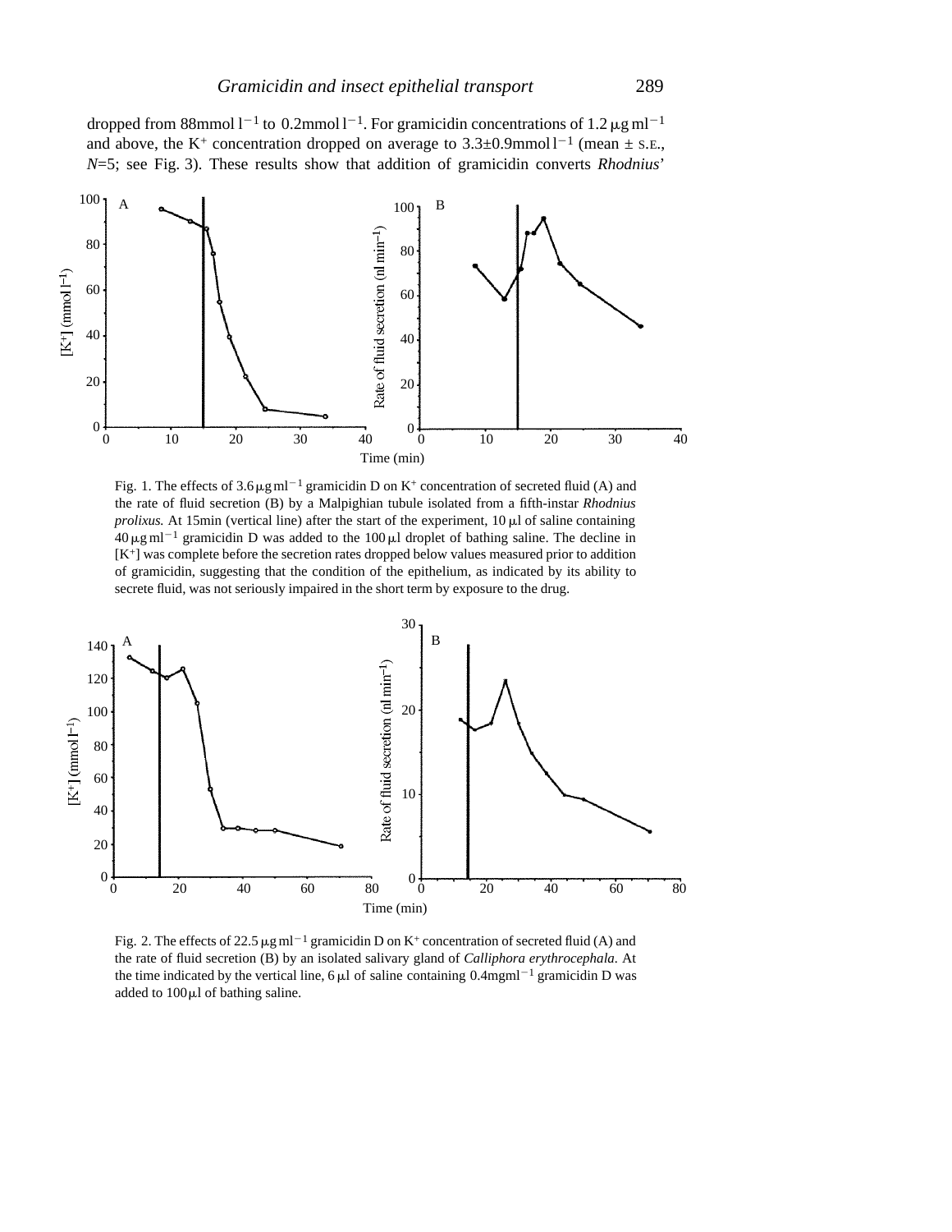dropped from 88 mmol $l^{-1}$ to 0.2 mmol $l^{-1}$. For gramicidin concentrations of 1.2 $\mu$g ml$^{-1}$ and above, the $K^+$ concentration dropped on average to 3.3±0.9 mmol $l^{-1}$ (mean ± S.E., *N*=5; see Fig. 3). These results show that addition of gramicidin converts *Rhodnius*'

Fig. 1. The effects of 3.6 $\mu$g ml$^{-1}$ gramicidin D on $K^+$ concentration of secreted fluid (A) and the rate of fluid secretion (B) by a Malpighian tubule isolated from a fifth-instar *Rhodnius prolixus.* At 15 min (vertical line) after the start of the experiment, 10 $\mu$l of saline containing 40 $\mu$g ml$^{-1}$ gramicidin D was added to the 100 $\mu$l droplet of bathing saline. The decline in [$K^+$] was complete before the secretion rates dropped below values measured prior to addition of gramicidin, suggesting that the condition of the epithelium, as indicated by its ability to secrete fluid, was not seriously impaired in the short term by exposure to the drug.

Fig. 2. The effects of 22.5 $\mu$g ml$^{-1}$ gramicidin D on $K^+$ concentration of secreted fluid (A) and the rate of fluid secretion (B) by an isolated salivary gland of *Calliphora erythrocephala*. At the time indicated by the vertical line, 6 $\mu$l of saline containing 0.4 mg ml$^{-1}$ gramicidin D was added to 100 $\mu$l of bathing saline.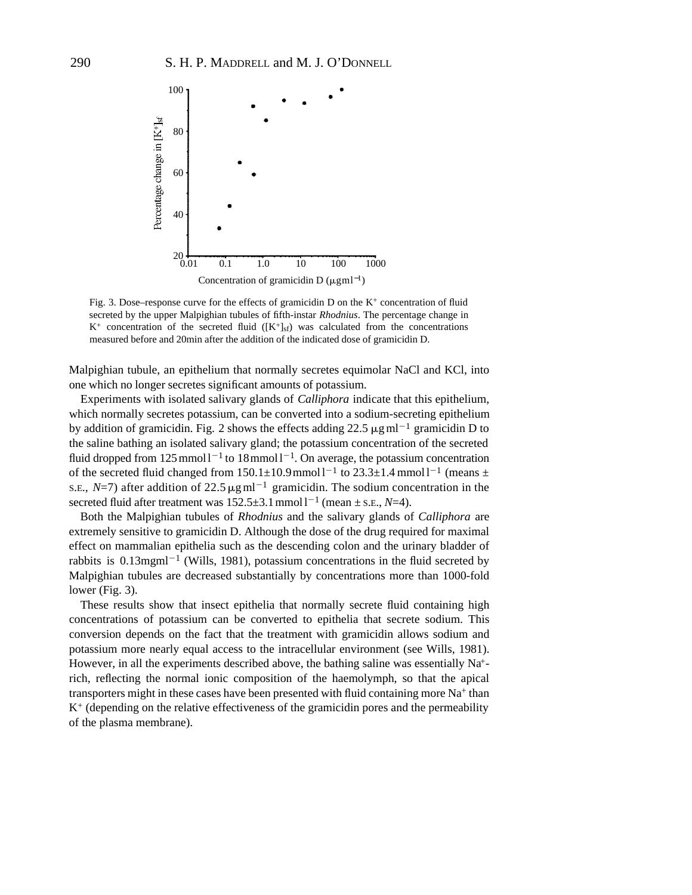Fig. 3. Dose–response curve for the effects of gramicidin D on the $K^+$ concentration of fluid secreted by the upper Malpighian tubules of fifth-instar *Rhodnius*. The percentage change in $K^+$ concentration of the secreted fluid ($[K^+]_{sf}$) was calculated from the concentrations measured before and 20min after the addition of the indicated dose of gramicidin D.

Malpighian tubule, an epithelium that normally secretes equimolar NaCl and KCl, into one which no longer secretes significant amounts of potassium.

Experiments with isolated salivary glands of *Calliphora* indicate that this epithelium, which normally secretes potassium, can be converted into a sodium-secreting epithelium by addition of gramicidin. Fig. 2 shows the effects adding 22.5 μg ml$^{-1}$ gramicidin D to the saline bathing an isolated salivary gland; the potassium concentration of the secreted fluid dropped from 125 mmol l$^{-1}$ to 18 mmol l$^{-1}$. On average, the potassium concentration of the secreted fluid changed from 150.1±10.9 mmol l$^{-1}$ to 23.3±1.4 mmol l$^{-1}$ (means ± S.E., $N$=7) after addition of 22.5 μg ml$^{-1}$ gramicidin. The sodium concentration in the secreted fluid after treatment was 152.5±3.1 mmol l$^{-1}$ (mean ± S.E., $N$=4).

Both the Malpighian tubules of *Rhodnius* and the salivary glands of *Calliphora* are extremely sensitive to gramicidin D. Although the dose of the drug required for maximal effect on mammalian epithelia such as the descending colon and the urinary bladder of rabbits is 0.13mgml$^{-1}$ (Wills, 1981), potassium concentrations in the fluid secreted by Malpighian tubules are decreased substantially by concentrations more than 1000-fold lower (Fig. 3).

These results show that insect epithelia that normally secrete fluid containing high concentrations of potassium can be converted to epithelia that secrete sodium. This conversion depends on the fact that the treatment with gramicidin allows sodium and potassium more nearly equal access to the intracellular environment (see Wills, 1981). However, in all the experiments described above, the bathing saline was essentially $Na^+$-rich, reflecting the normal ionic composition of the haemolymph, so that the apical transporters might in these cases have been presented with fluid containing more $Na^+$ than $K^+$ (depending on the relative effectiveness of the gramicidin pores and the permeability of the plasma membrane).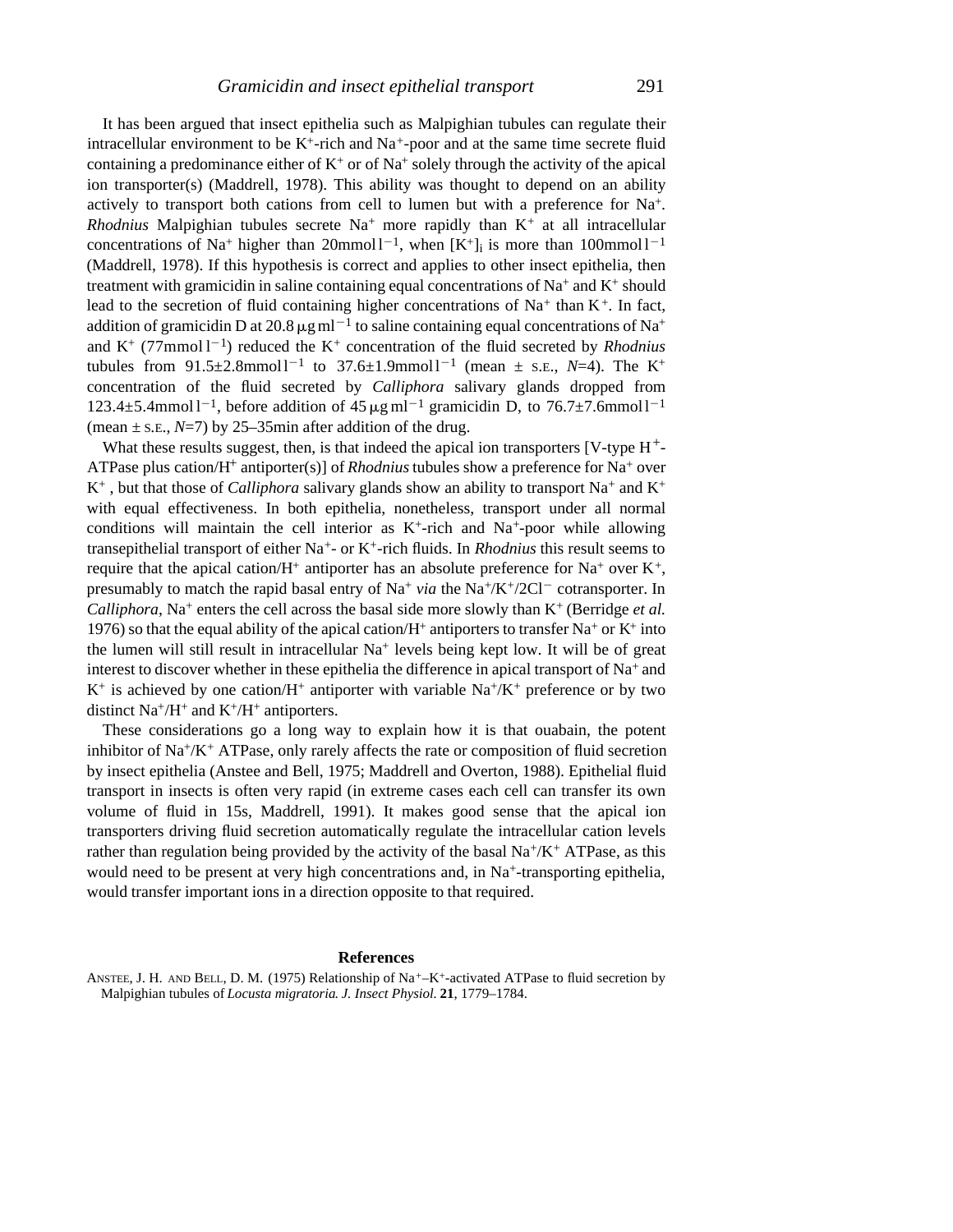It has been argued that insect epithelia such as Malpighian tubules can regulate their intracellular environment to be $K^+$-rich and $Na^+$-poor and at the same time secrete fluid containing a predominance either of $K^+$ or of $Na^+$ solely through the activity of the apical ion transporter(s) (Maddrell, 1978). This ability was thought to depend on an ability actively to transport both cations from cell to lumen but with a preference for $Na^+$. *Rhodnius* Malpighian tubules secrete $Na^+$ more rapidly than $K^+$ at all intracellular concentrations of $Na^+$ higher than 20 mmol $l^{-1}$, when $[K^+]_i$ is more than 100 mmol $l^{-1}$ (Maddrell, 1978). If this hypothesis is correct and applies to other insect epithelia, then treatment with gramicidin in saline containing equal concentrations of $Na^+$ and $K^+$ should lead to the secretion of fluid containing higher concentrations of $Na^+$ than $K^+$. In fact, addition of gramicidin D at 20.8 $\mu g\,ml^{-1}$ to saline containing equal concentrations of $Na^+$ and $K^+$ (77 mmol $l^{-1}$) reduced the $K^+$ concentration of the fluid secreted by *Rhodnius* tubules from 91.5±2.8 mmol $l^{-1}$ to 37.6±1.9 mmol $l^{-1}$ (mean ± S.E., $N$=4). The $K^+$ concentration of the fluid secreted by *Calliphora* salivary glands dropped from 123.4±5.4 mmol $l^{-1}$, before addition of 45 $\mu g\,ml^{-1}$ gramicidin D, to 76.7±7.6 mmol $l^{-1}$ (mean ± S.E., $N$=7) by 25–35 min after addition of the drug.

What these results suggest, then, is that indeed the apical ion transporters [V-type $H^+$-ATPase plus cation/$H^+$ antiporter(s)] of *Rhodnius* tubules show a preference for $Na^+$ over $K^+$, but that those of *Calliphora* salivary glands show an ability to transport $Na^+$ and $K^+$ with equal effectiveness. In both epithelia, nonetheless, transport under all normal conditions will maintain the cell interior as $K^+$-rich and $Na^+$-poor while allowing transepithelial transport of either $Na^+$- or $K^+$-rich fluids. In *Rhodnius* this result seems to require that the apical cation/$H^+$ antiporter has an absolute preference for $Na^+$ over $K^+$, presumably to match the rapid basal entry of $Na^+$ *via* the $Na^+/K^+/2Cl^-$ cotransporter. In *Calliphora*, $Na^+$ enters the cell across the basal side more slowly than $K^+$ (Berridge *et al.* 1976) so that the equal ability of the apical cation/$H^+$ antiporters to transfer $Na^+$ or $K^+$ into the lumen will still result in intracellular $Na^+$ levels being kept low. It will be of great interest to discover whether in these epithelia the difference in apical transport of $Na^+$ and $K^+$ is achieved by one cation/$H^+$ antiporter with variable $Na^+/K^+$ preference or by two distinct $Na^+/H^+$ and $K^+/H^+$ antiporters.

These considerations go a long way to explain how it is that ouabain, the potent inhibitor of $Na^+/K^+$ ATPase, only rarely affects the rate or composition of fluid secretion by insect epithelia (Anstee and Bell, 1975; Maddrell and Overton, 1988). Epithelial fluid transport in insects is often very rapid (in extreme cases each cell can transfer its own volume of fluid in 15 s, Maddrell, 1991). It makes good sense that the apical ion transporters driving fluid secretion automatically regulate the intracellular cation levels rather than regulation being provided by the activity of the basal $Na^+/K^+$ ATPase, as this would need to be present at very high concentrations and, in $Na^+$-transporting epithelia, would transfer important ions in a direction opposite to that required.

## References

ANSTEE, J. H. AND BELL, D. M. (1975) Relationship of $Na^+$–$K^+$-activated ATPase to fluid secretion by Malpighian tubules of *Locusta migratoria*. *J. Insect Physiol.* **21**, 1779–1784.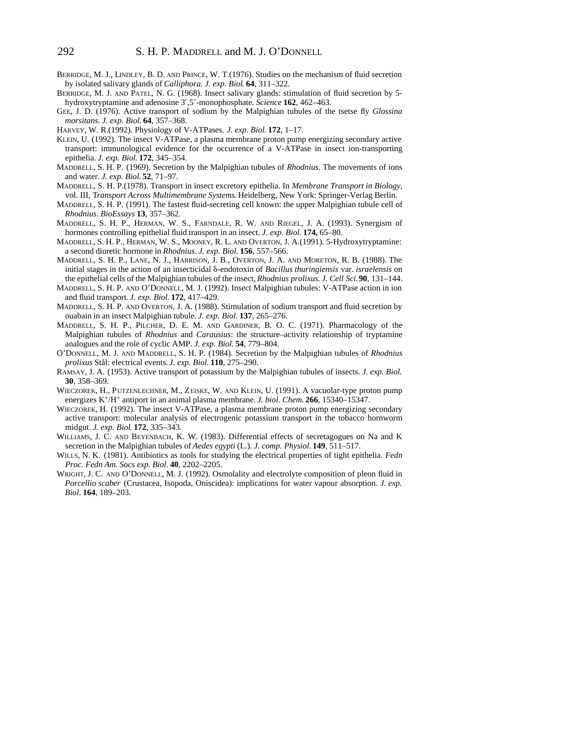BERRIDGE, M. J., LINDLEY, B. D. AND PRINCE, W. T.(1976). Studies on the mechanism of fluid secretion by isolated salivary glands of *Calliphora. J. exp. Biol.* **64**, 311–322.

BERRIDGE, M. J. AND PATEL, N. G. (1968). Insect salivary glands: stimulation of fluid secretion by 5-hydroxytryptamine and adenosine 3′,5′-monophosphate. *Science* **162**, 462–463.

GEE, J. D. (1976). Active transport of sodium by the Malpighian tubules of the tsetse fly *Glossina morsitans*. *J. exp. Biol.* **64**, 357–368.

HARVEY, W. R.(1992). Physiology of V-ATPases. *J. exp. Biol.* **172**, 1–17.

KLEIN, U. (1992). The insect V-ATPase, a plasma membrane proton pump energizing secondary active transport: immunological evidence for the occurrence of a V-ATPase in insect ion-transporting epithelia. *J. exp. Biol.* **172**, 345–354.

MADDRELL, S. H. P. (1969). Secretion by the Malpighian tubules of *Rhodnius*. The movements of ions and water. *J. exp. Biol.* **52**, 71–97.

MADDRELL, S. H. P.(1978). Transport in insect excretory epithelia. In *Membrane Transport in Biology*, vol. III, *Transport Across Multimembrane Systems*. Heidelberg, New York: Springer-Verlag Berlin.

MADDRELL, S. H. P. (1991). The fastest fluid-secreting cell known: the upper Malpighian tubule cell of *Rhodnius*. *BioEssays* **13**, 357–362.

MADDRELL, S. H. P., HERMAN, W. S., FARNDALE, R. W. AND RIEGEL, J. A. (1993). Synergism of hormones controlling epithelial fluid transport in an insect. *J. exp. Biol.* **174,** 65–80.

MADDRELL, S. H. P., HERMAN, W. S., MOONEY, R. L. AND OVERTON, J. A.(1991). 5-Hydroxytryptamine: a second diuretic hormone in *Rhodnius*. *J. exp. Biol.* **156**, 557–566.

MADDRELL, S. H. P., LANE, N. J., HARRISON, J. B., OVERTON, J. A. AND MORETON, R. B. (1988). The initial stages in the action of an insecticidal δ-endotoxin of *Bacillus thuringiensis* var. *israelensis* on the epithelial cells of the Malpighian tubules of the insect, *Rhodnius prolixus. J. Cell Sci.* **90**, 131–144.

MADDRELL, S. H. P. AND O'DONNELL, M. J. (1992). Insect Malpighian tubules: V-ATPase action in ion and fluid transport. *J. exp. Biol.* **172**, 417–429.

MADDRELL, S. H. P. AND OVERTON, J. A. (1988). Stimulation of sodium transport and fluid secretion by ouabain in an insect Malpighian tubule. *J. exp. Biol.* **137**, 265–276.

MADDRELL, S. H. P., PILCHER, D. E. M. AND GARDINER, B. O. C. (1971). Pharmacology of the Malpighian tubules of *Rhodnius* and *Carausius*: the structure–activity relationship of tryptamine analogues and the role of cyclic AMP. *J. exp. Biol.* **54**, 779–804.

O'DONNELL, M. J. AND MADDRELL, S. H. P. (1984). Secretion by the Malpighian tubules of *Rhodnius prolixus* Stål: electrical events. *J. exp. Biol.* **110**, 275–290.

RAMSAY, J. A. (1953). Active transport of potassium by the Malpighian tubules of insects. *J. exp. Biol.* **30**, 358–369.

WIECZOREK, H., PUTZENLECHNER, M., ZEISKE, W. AND KLEIN, U. (1991). A vacuolar-type proton pump energizes $K^+/H^+$ antiport in an animal plasma membrane. *J. biol. Chem.* **266**, 15340–15347.

WIECZOREK, H. (1992). The insect V-ATPase, a plasma membrane proton pump energizing secondary active transport: molecular analysis of electrogenic potassium transport in the tobacco hornworm midgut. *J. exp. Biol.* **172**, 335–343.

WILLIAMS, J. C. AND BEYENBACH, K. W. (1983). Differential effects of secretagogues on Na and K secretion in the Malpighian tubules of *Aedes egypti* (L.). *J. comp. Physiol.* **149**, 511–517.

WILLS, N. K. (1981). Antibiotics as tools for studying the electrical properties of tight epithelia. *Fedn Proc. Fedn Am. Socs exp. Biol.* **40**, 2202–2205.

WRIGHT, J. C. AND O'DONNELL, M. J. (1992). Osmolality and electrolyte composition of pleon fluid in *Porcellio scaber* (Crustacea, Isopoda, Oniscidea): implications for water vapour absorption. *J. exp. Biol*. **164**, 189–203.